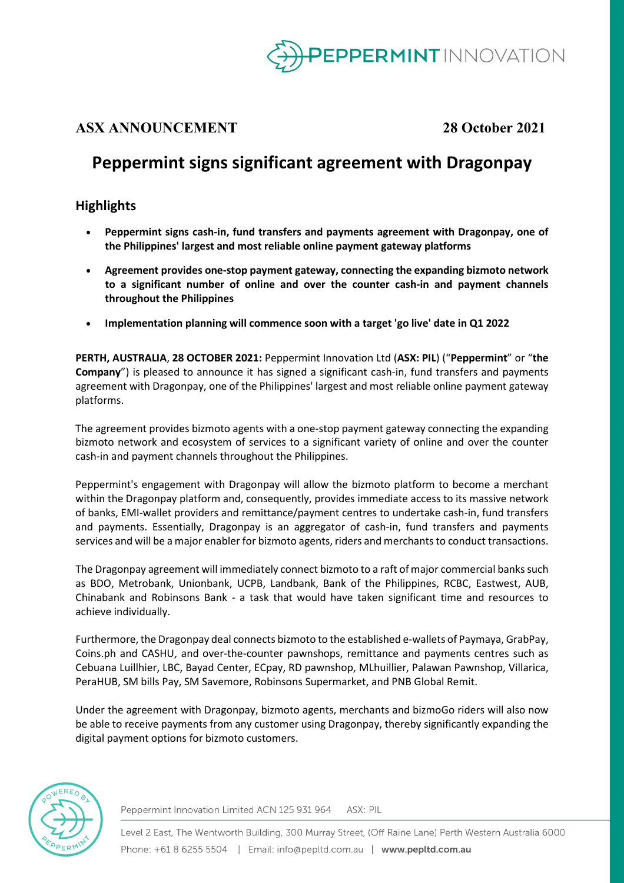**ASX ANNOUNCEMENT** **28 October 2021**

# Peppermint signs significant agreement with Dragonpay

## Highlights

- **Peppermint signs cash-in, fund transfers and payments agreement with Dragonpay, one of the Philippines' largest and most reliable online payment gateway platforms**
- **Agreement provides one-stop payment gateway, connecting the expanding bizmoto network to a significant number of online and over the counter cash-in and payment channels throughout the Philippines**
- **Implementation planning will commence soon with a target 'go live' date in Q1 2022**

**PERTH, AUSTRALIA**, **28 OCTOBER 2021:** Peppermint Innovation Ltd (**ASX: PIL**) ("**Peppermint**" or "**the Company**") is pleased to announce it has signed a significant cash-in, fund transfers and payments agreement with Dragonpay, one of the Philippines' largest and most reliable online payment gateway platforms.

The agreement provides bizmoto agents with a one-stop payment gateway connecting the expanding bizmoto network and ecosystem of services to a significant variety of online and over the counter cash-in and payment channels throughout the Philippines.

Peppermint's engagement with Dragonpay will allow the bizmoto platform to become a merchant within the Dragonpay platform and, consequently, provides immediate access to its massive network of banks, EMI-wallet providers and remittance/payment centres to undertake cash-in, fund transfers and payments. Essentially, Dragonpay is an aggregator of cash-in, fund transfers and payments services and will be a major enabler for bizmoto agents, riders and merchants to conduct transactions.

The Dragonpay agreement will immediately connect bizmoto to a raft of major commercial banks such as BDO, Metrobank, Unionbank, UCPB, Landbank, Bank of the Philippines, RCBC, Eastwest, AUB, Chinabank and Robinsons Bank - a task that would have taken significant time and resources to achieve individually.

Furthermore, the Dragonpay deal connects bizmoto to the established e-wallets of Paymaya, GrabPay, Coins.ph and CASHU, and over-the-counter pawnshops, remittance and payments centres such as Cebuana Luillhier, LBC, Bayad Center, ECpay, RD pawnshop, MLhuillier, Palawan Pawnshop, Villarica, PeraHUB, SM bills Pay, SM Savemore, Robinsons Supermarket, and PNB Global Remit.

Under the agreement with Dragonpay, bizmoto agents, merchants and bizmoGo riders will also now be able to receive payments from any customer using Dragonpay, thereby significantly expanding the digital payment options for bizmoto customers.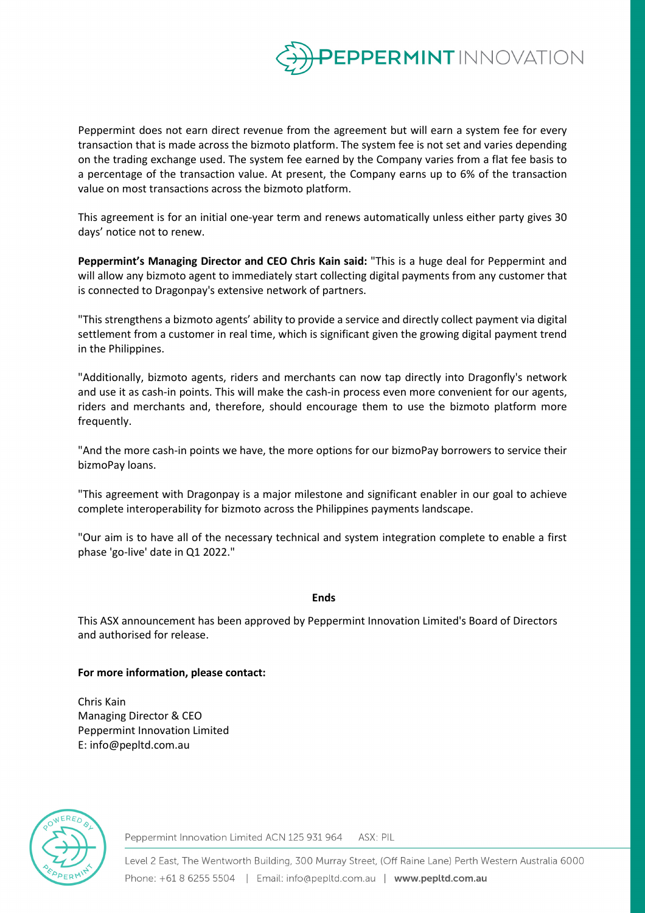Peppermint does not earn direct revenue from the agreement but will earn a system fee for every transaction that is made across the bizmoto platform. The system fee is not set and varies depending on the trading exchange used. The system fee earned by the Company varies from a flat fee basis to a percentage of the transaction value. At present, the Company earns up to 6% of the transaction value on most transactions across the bizmoto platform.

This agreement is for an initial one-year term and renews automatically unless either party gives 30 days' notice not to renew.

**Peppermint's Managing Director and CEO Chris Kain said:** "This is a huge deal for Peppermint and will allow any bizmoto agent to immediately start collecting digital payments from any customer that is connected to Dragonpay's extensive network of partners.

"This strengthens a bizmoto agents' ability to provide a service and directly collect payment via digital settlement from a customer in real time, which is significant given the growing digital payment trend in the Philippines.

"Additionally, bizmoto agents, riders and merchants can now tap directly into Dragonfly's network and use it as cash-in points. This will make the cash-in process even more convenient for our agents, riders and merchants and, therefore, should encourage them to use the bizmoto platform more frequently.

"And the more cash-in points we have, the more options for our bizmoPay borrowers to service their bizmoPay loans.

"This agreement with Dragonpay is a major milestone and significant enabler in our goal to achieve complete interoperability for bizmoto across the Philippines payments landscape.

"Our aim is to have all of the necessary technical and system integration complete to enable a first phase 'go-live' date in Q1 2022."

**Ends**

This ASX announcement has been approved by Peppermint Innovation Limited's Board of Directors and authorised for release.

**For more information, please contact:**

Chris Kain
Managing Director & CEO
Peppermint Innovation Limited
E: info@pepltd.com.au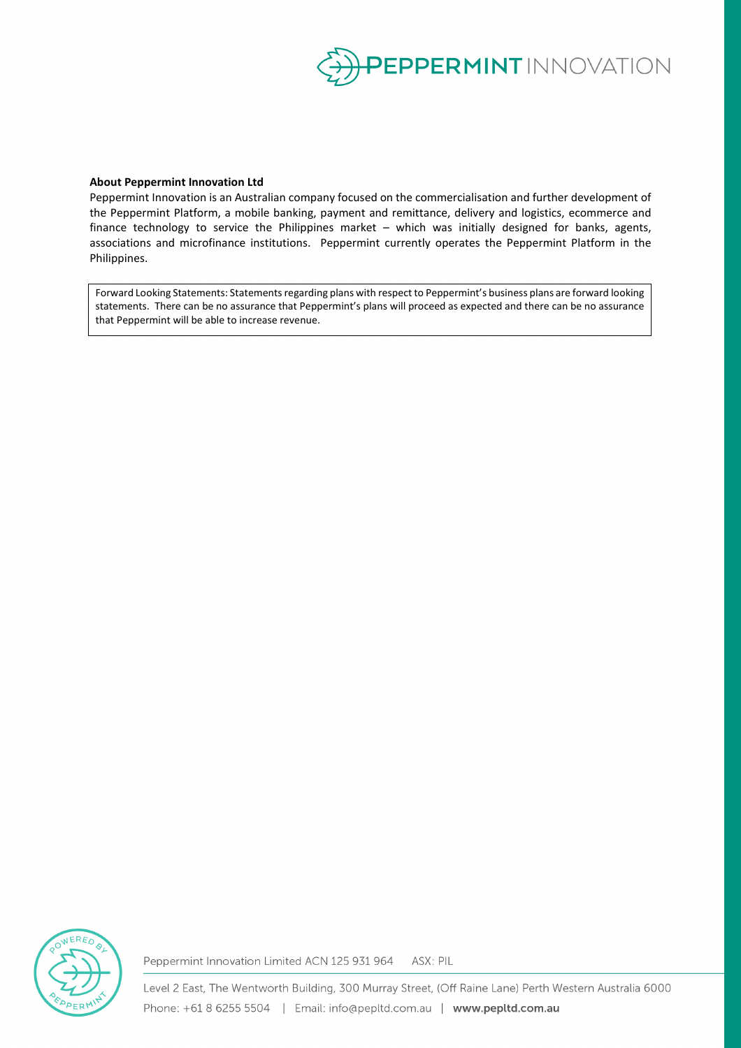**About Peppermint Innovation Ltd**

Peppermint Innovation is an Australian company focused on the commercialisation and further development of the Peppermint Platform, a mobile banking, payment and remittance, delivery and logistics, ecommerce and finance technology to service the Philippines market – which was initially designed for banks, agents, associations and microfinance institutions. Peppermint currently operates the Peppermint Platform in the Philippines.

Forward Looking Statements: Statements regarding plans with respect to Peppermint's business plans are forward looking statements. There can be no assurance that Peppermint's plans will proceed as expected and there can be no assurance that Peppermint will be able to increase revenue.